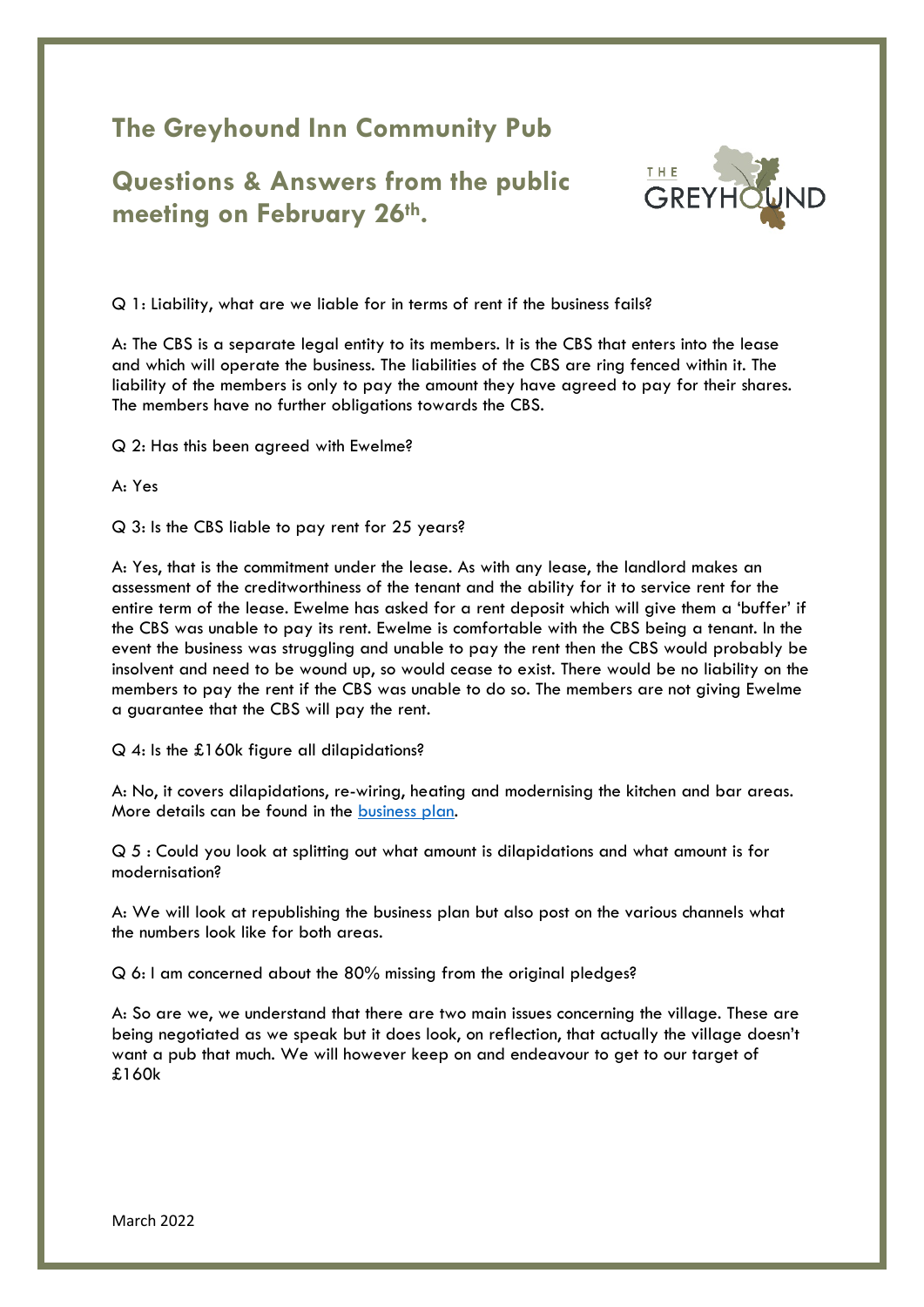# The Greyhound Inn Community Pub

## Questions & Answers from the public meeting on February 26th.

Q 1: Liability, what are we liable for in terms of rent if the business fails?

A: The CBS is a separate legal entity to its members. It is the CBS that enters into the lease and which will operate the business. The liabilities of the CBS are ring fenced within it. The liability of the members is only to pay the amount they have agreed to pay for their shares. The members have no further obligations towards the CBS.

Q 2: Has this been agreed with Ewelme?

A: Yes

Q 3: Is the CBS liable to pay rent for 25 years?

A: Yes, that is the commitment under the lease. As with any lease, the landlord makes an assessment of the creditworthiness of the tenant and the ability for it to service rent for the entire term of the lease. Ewelme has asked for a rent deposit which will give them a 'buffer' if the CBS was unable to pay its rent. Ewelme is comfortable with the CBS being a tenant. In the event the business was struggling and unable to pay the rent then the CBS would probably be insolvent and need to be wound up, so would cease to exist. There would be no liability on the members to pay the rent if the CBS was unable to do so. The members are not giving Ewelme a guarantee that the CBS will pay the rent.

Q 4: Is the £160k figure all dilapidations?

A: No, it covers dilapidations, re-wiring, heating and modernising the kitchen and bar areas. More details can be found in the business plan.

Q 5 : Could you look at splitting out what amount is dilapidations and what amount is for modernisation?

A: We will look at republishing the business plan but also post on the various channels what the numbers look like for both areas.

Q 6: I am concerned about the 80% missing from the original pledges?

A: So are we, we understand that there are two main issues concerning the village. These are being negotiated as we speak but it does look, on reflection, that actually the village doesn't want a pub that much. We will however keep on and endeavour to get to our target of £160k

March 2022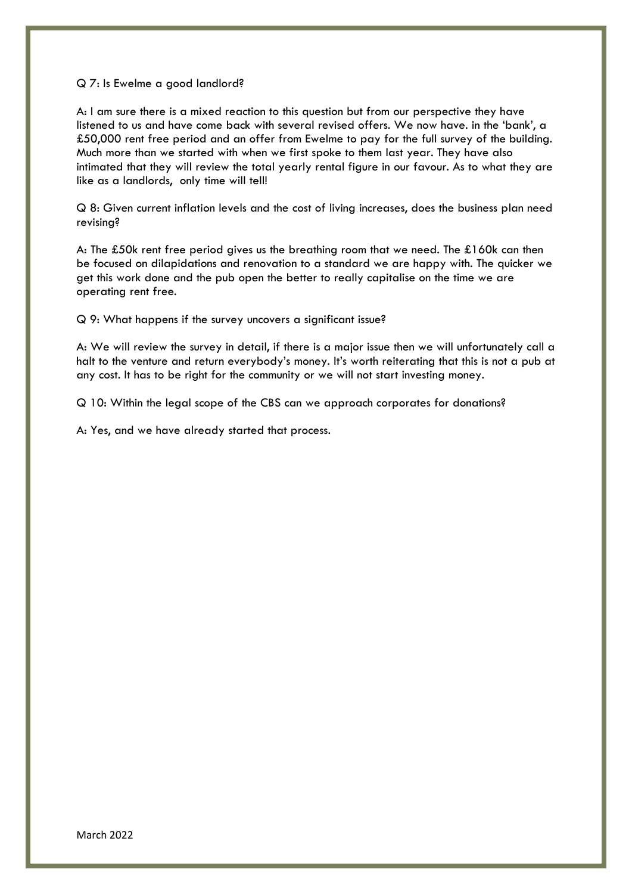Q 7: Is Ewelme a good landlord?

A: I am sure there is a mixed reaction to this question but from our perspective they have listened to us and have come back with several revised offers. We now have. in the 'bank', a £50,000 rent free period and an offer from Ewelme to pay for the full survey of the building. Much more than we started with when we first spoke to them last year. They have also intimated that they will review the total yearly rental figure in our favour. As to what they are like as a landlords,  only time will tell!

Q 8: Given current inflation levels and the cost of living increases, does the business plan need revising?

A: The £50k rent free period gives us the breathing room that we need. The £160k can then be focused on dilapidations and renovation to a standard we are happy with. The quicker we get this work done and the pub open the better to really capitalise on the time we are operating rent free.

Q 9: What happens if the survey uncovers a significant issue?

A: We will review the survey in detail, if there is a major issue then we will unfortunately call a halt to the venture and return everybody's money. It's worth reiterating that this is not a pub at any cost. It has to be right for the community or we will not start investing money.

Q 10: Within the legal scope of the CBS can we approach corporates for donations?

A: Yes, and we have already started that process.

March 2022